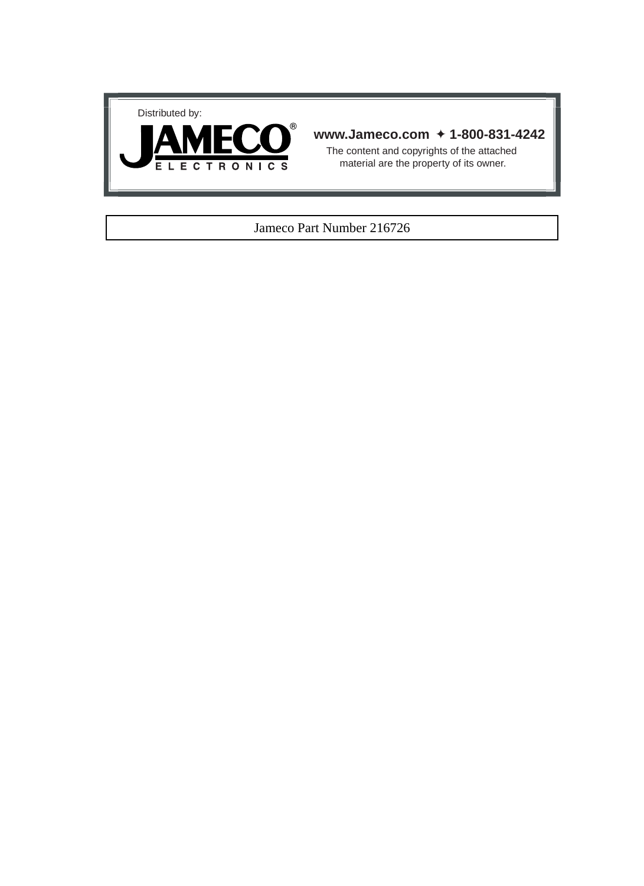Distributed by:

JAMECO® ELECTRONICS

**www.Jameco.com ✦ 1-800-831-4242**

The content and copyrights of the attached material are the property of its owner.

Jameco Part Number 216726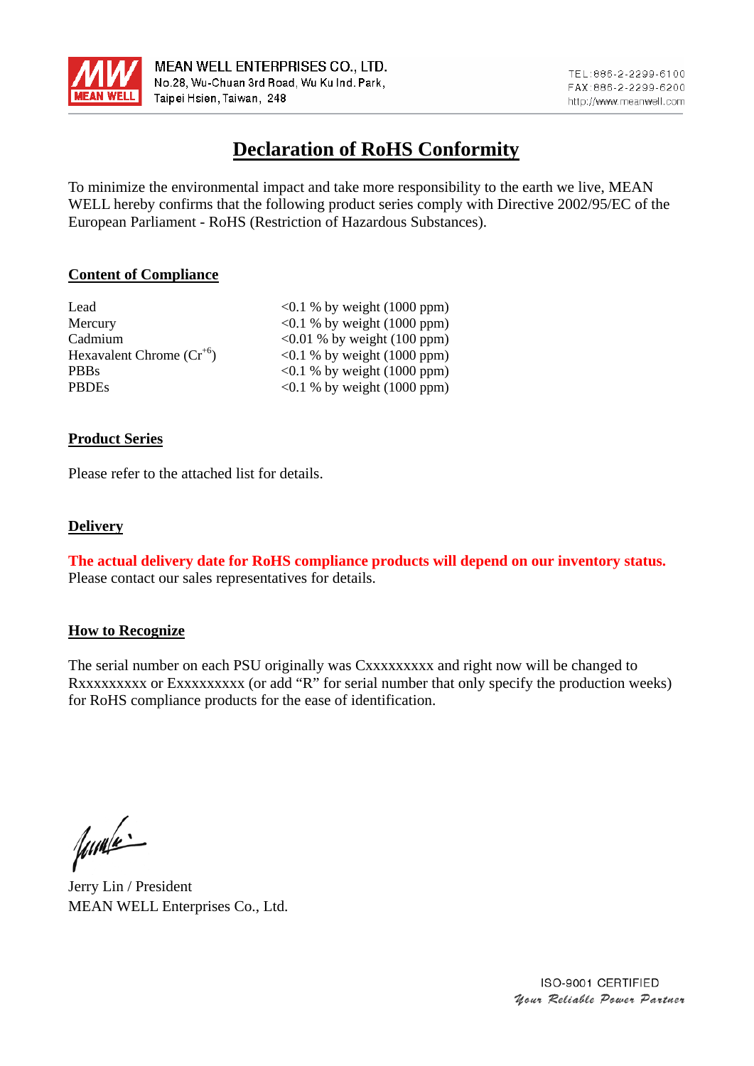MEAN WELL ENTERPRISES CO., LTD.
No.28, Wu-Chuan 3rd Road, Wu Ku Ind. Park,
Taipei Hsien, Taiwan, 248

TEL:886-2-2299-6100
FAX:886-2-2299-6200
http://www.meanwell.com

# Declaration of RoHS Conformity

To minimize the environmental impact and take more responsibility to the earth we live, MEAN WELL hereby confirms that the following product series comply with Directive 2002/95/EC of the European Parliament - RoHS (Restriction of Hazardous Substances).

## Content of Compliance

| | |
|---|---|
| Lead | <0.1 % by weight (1000 ppm) |
| Mercury | <0.1 % by weight (1000 ppm) |
| Cadmium | <0.01 % by weight (100 ppm) |
| Hexavalent Chrome ($Cr^{+6}$) | <0.1 % by weight (1000 ppm) |
| PBBs | <0.1 % by weight (1000 ppm) |
| PBDEs | <0.1 % by weight (1000 ppm) |

## Product Series

Please refer to the attached list for details.

## Delivery

**The actual delivery date for RoHS compliance products will depend on our inventory status.** Please contact our sales representatives for details.

## How to Recognize

The serial number on each PSU originally was Cxxxxxxxxx and right now will be changed to Rxxxxxxxxx or Exxxxxxxxx (or add "R" for serial number that only specify the production weeks) for RoHS compliance products for the ease of identification.

Jerry Lin / President
MEAN WELL Enterprises Co., Ltd.

ISO-9001 CERTIFIED
*Your Reliable Power Partner*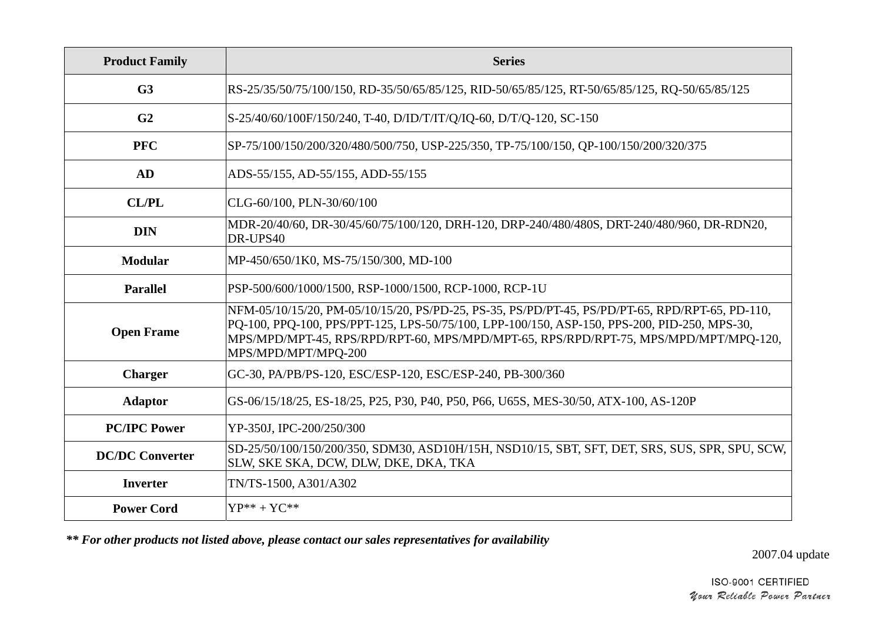| Product Family | Series |
|---|---|
| **G3** | RS-25/35/50/75/100/150, RD-35/50/65/85/125, RID-50/65/85/125, RT-50/65/85/125, RQ-50/65/85/125 |
| **G2** | S-25/40/60/100F/150/240, T-40, D/ID/T/IT/Q/IQ-60, D/T/Q-120, SC-150 |
| **PFC** | SP-75/100/150/200/320/480/500/750, USP-225/350, TP-75/100/150, QP-100/150/200/320/375 |
| **AD** | ADS-55/155, AD-55/155, ADD-55/155 |
| **CL/PL** | CLG-60/100, PLN-30/60/100 |
| **DIN** | MDR-20/40/60, DR-30/45/60/75/100/120, DRH-120, DRP-240/480/480S, DRT-240/480/960, DR-RDN20, DR-UPS40 |
| **Modular** | MP-450/650/1K0, MS-75/150/300, MD-100 |
| **Parallel** | PSP-500/600/1000/1500, RSP-1000/1500, RCP-1000, RCP-1U |
| **Open Frame** | NFM-05/10/15/20, PM-05/10/15/20, PS/PD-25, PS-35, PS/PD/PT-45, PS/PD/PT-65, RPD/RPT-65, PD-110, PQ-100, PPQ-100, PPS/PPT-125, LPS-50/75/100, LPP-100/150, ASP-150, PPS-200, PID-250, MPS-30, MPS/MPD/MPT-45, RPS/RPD/RPT-60, MPS/MPD/MPT-65, RPS/RPD/RPT-75, MPS/MPD/MPT/MPQ-120, MPS/MPD/MPT/MPQ-200 |
| **Charger** | GC-30, PA/PB/PS-120, ESC/ESP-120, ESC/ESP-240, PB-300/360 |
| **Adaptor** | GS-06/15/18/25, ES-18/25, P25, P30, P40, P50, P66, U65S, MES-30/50, ATX-100, AS-120P |
| **PC/IPC Power** | YP-350J, IPC-200/250/300 |
| **DC/DC Converter** | SD-25/50/100/150/200/350, SDM30, ASD10H/15H, NSD10/15, SBT, SFT, DET, SRS, SUS, SPR, SPU, SCW, SLW, SKE SKA, DCW, DLW, DKE, DKA, TKA |
| **Inverter** | TN/TS-1500, A301/A302 |
| **Power Cord** | YP** + YC** |

***** For other products not listed above, please contact our sales representatives for availability***

2007.04 update

ISO-9001 CERTIFIED

*Your Reliable Power Partner*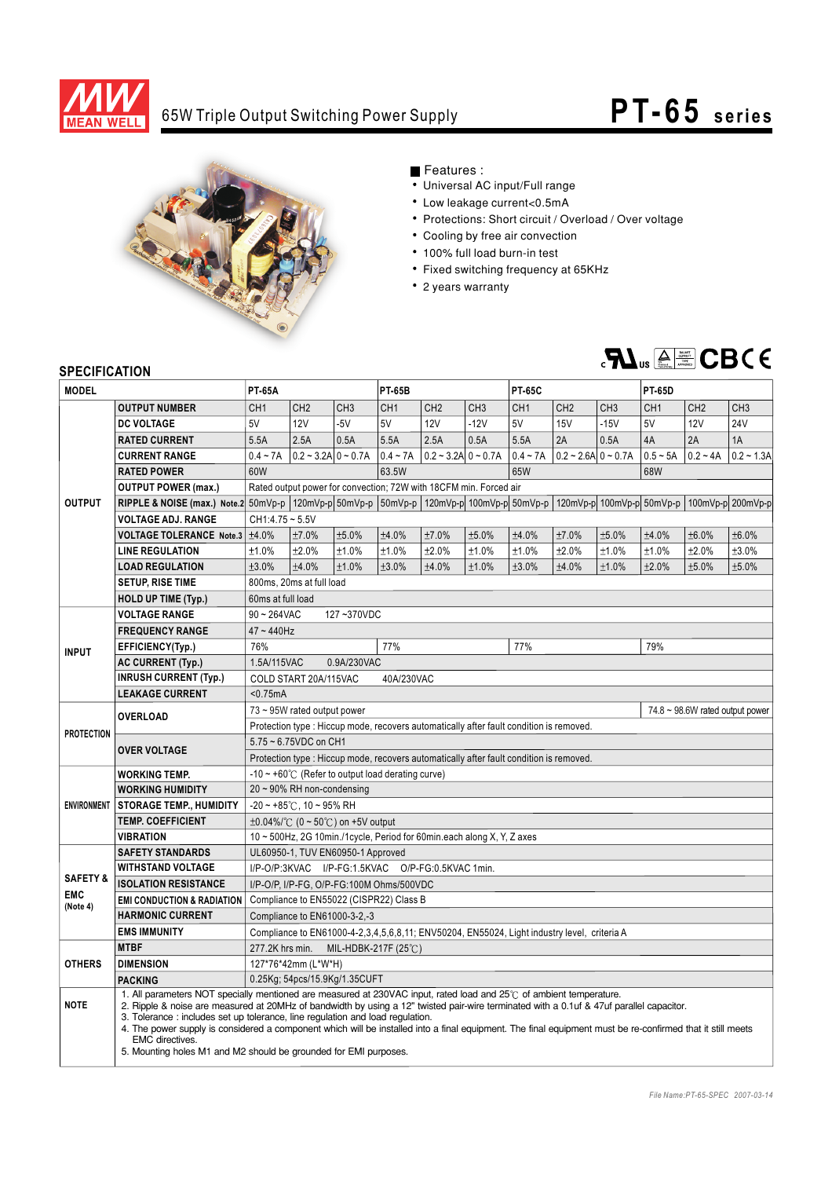# 65W Triple Output Switching Power Supply

## PT-65 series

■ Features :

- Universal AC input/Full range
- Low leakage current<0.5mA
- Protections: Short circuit / Overload / Over voltage
- Cooling by free air convection
- 100% full load burn-in test
- Fixed switching frequency at 65KHz
- 2 years warranty

## SPECIFICATION

| MODEL | | PT-65A | | | PT-65B | | | PT-65C | | | PT-65D | | |
|---|---|---|---|---|---|---|---|---|---|---|---|---|---|
| OUTPUT | OUTPUT NUMBER | CH1 | CH2 | CH3 | CH1 | CH2 | CH3 | CH1 | CH2 | CH3 | CH1 | CH2 | CH3 |
| | DC VOLTAGE | 5V | 12V | -5V | 5V | 12V | -12V | 5V | 15V | -15V | 5V | 12V | 24V |
| | RATED CURRENT | 5.5A | 2.5A | 0.5A | 5.5A | 2.5A | 0.5A | 5.5A | 2A | 0.5A | 4A | 2A | 1A |
| | CURRENT RANGE | 0.4 ~ 7A | 0.2 ~ 3.2A | 0 ~ 0.7A | 0.4 ~ 7A | 0.2 ~ 3.2A | 0 ~ 0.7A | 0.4 ~ 7A | 0.2 ~ 2.6A | 0 ~ 0.7A | 0.5 ~ 5A | 0.2 ~ 4A | 0.2 ~ 1.3A |
| | RATED POWER | 60W | | | 63.5W | | | 65W | | | 68W | | |
| | OUTPUT POWER (max.) | Rated output power for convection; 72W with 18CFM min. Forced air | | | | | | | | | | | |
| | RIPPLE & NOISE (max.) Note.2 | 50mVp-p | 120mVp-p | 50mVp-p | 50mVp-p | 120mVp-p | 100mVp-p | 50mVp-p | 120mVp-p | 100mVp-p | 50mVp-p | 100mVp-p | 200mVp-p |
| | VOLTAGE ADJ. RANGE | CH1:4.75 ~ 5.5V | | | | | | | | | | | |
| | VOLTAGE TOLERANCE Note.3 | ±4.0% | ±7.0% | ±5.0% | ±4.0% | ±7.0% | ±5.0% | ±4.0% | ±7.0% | ±5.0% | ±4.0% | ±6.0% | ±6.0% |
| | LINE REGULATION | ±1.0% | ±2.0% | ±1.0% | ±1.0% | ±2.0% | ±1.0% | ±1.0% | ±2.0% | ±1.0% | ±1.0% | ±2.0% | ±3.0% |
| | LOAD REGULATION | ±3.0% | ±4.0% | ±1.0% | ±3.0% | ±4.0% | ±1.0% | ±3.0% | ±4.0% | ±1.0% | ±2.0% | ±5.0% | ±5.0% |
| | SETUP, RISE TIME | 800ms, 20ms at full load | | | | | | | | | | | |
| | HOLD UP TIME (Typ.) | 60ms at full load | | | | | | | | | | | |
| INPUT | VOLTAGE RANGE | 90 ~ 264VAC 127 ~370VDC | | | | | | | | | | | |
| | FREQUENCY RANGE | 47 ~ 440Hz | | | | | | | | | | | |
| | EFFICIENCY(Typ.) | 76% | | | 77% | | | 77% | | | 79% | | |
| | AC CURRENT (Typ.) | 1.5A/115VAC 0.9A/230VAC | | | | | | | | | | | |
| | INRUSH CURRENT (Typ.) | COLD START 20A/115VAC 40A/230VAC | | | | | | | | | | | |
| | LEAKAGE CURRENT | <0.75mA | | | | | | | | | | | |
| PROTECTION | OVERLOAD | 73 ~ 95W rated output power | | | | | | | | | 74.8 ~ 98.6W rated output power | | |
| | | Protection type : Hiccup mode, recovers automatically after fault condition is removed. | | | | | | | | | | | |
| | OVER VOLTAGE | 5.75 ~ 6.75VDC on CH1 | | | | | | | | | | | |
| | | Protection type : Hiccup mode, recovers automatically after fault condition is removed. | | | | | | | | | | | |
| ENVIRONMENT | WORKING TEMP. | -10 ~ +60℃ (Refer to output load derating curve) | | | | | | | | | | | |
| | WORKING HUMIDITY | 20 ~ 90% RH non-condensing | | | | | | | | | | | |
| | STORAGE TEMP., HUMIDITY | -20 ~ +85℃, 10 ~ 95% RH | | | | | | | | | | | |
| | TEMP. COEFFICIENT | ±0.04%/℃ (0 ~ 50℃) on +5V output | | | | | | | | | | | |
| | VIBRATION | 10 ~ 500Hz, 2G 10min./1cycle, Period for 60min.each along X, Y, Z axes | | | | | | | | | | | |
| SAFETY & EMC (Note 4) | SAFETY STANDARDS | UL60950-1, TUV EN60950-1 Approved | | | | | | | | | | | |
| | WITHSTAND VOLTAGE | I/P-O/P:3KVAC I/P-FG:1.5KVAC O/P-FG:0.5KVAC 1min. | | | | | | | | | | | |
| | ISOLATION RESISTANCE | I/P-O/P, I/P-FG, O/P-FG:100M Ohms/500VDC | | | | | | | | | | | |
| | EMI CONDUCTION & RADIATION | Compliance to EN55022 (CISPR22) Class B | | | | | | | | | | | |
| | HARMONIC CURRENT | Compliance to EN61000-3-2,-3 | | | | | | | | | | | |
| | EMS IMMUNITY | Compliance to EN61000-4-2,3,4,5,6,8,11; ENV50204, EN55024, Light industry level, criteria A | | | | | | | | | | | |
| OTHERS | MTBF | 277.2K hrs min. MIL-HDBK-217F (25℃) | | | | | | | | | | | |
| | DIMENSION | 127*76*42mm (L*W*H) | | | | | | | | | | | |
| | PACKING | 0.25Kg; 54pcs/15.9Kg/1.35CUFT | | | | | | | | | | | |

**NOTE**

1. All parameters NOT specially mentioned are measured at 230VAC input, rated load and 25℃ of ambient temperature.
2. Ripple & noise are measured at 20MHz of bandwidth by using a 12" twisted pair-wire terminated with a 0.1uf & 47uf parallel capacitor.
3. Tolerance : includes set up tolerance, line regulation and load regulation.
4. The power supply is considered a component which will be installed into a final equipment. The final equipment must be re-confirmed that it still meets EMC directives.
5. Mounting holes M1 and M2 should be grounded for EMI purposes.

*File Name:PT-65-SPEC 2007-03-14*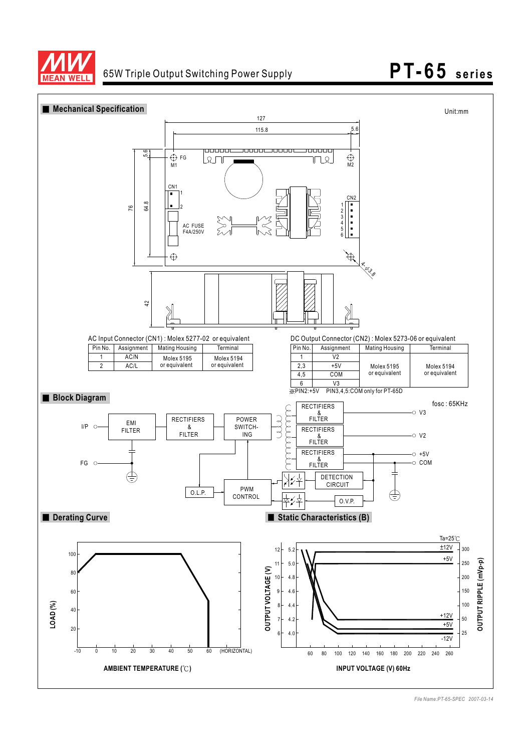## Mechanical Specification

Unit:mm

AC Input Connector (CN1) : Molex 5277-02 or equivalent

| Pin No. | Assignment | Mating Housing | Terminal |
|---|---|---|---|
| 1 | AC/N | Molex 5195 or equivalent | Molex 5194 or equivalent |
| 2 | AC/L | | |

DC Output Connector (CN2) : Molex 5273-06 or equivalent

| Pin No. | Assignment | Mating Housing | Terminal |
|---|---|---|---|
| 1 | V2 | Molex 5195 or equivalent | Molex 5194 or equivalent |
| 2,3 | +5V | | |
| 4,5 | COM | | |
| 6 | V3 | | |

※PIN2:+5V PIN3,4,5:COM only for PT-65D

## Block Diagram

fosc : 65KHz

## Derating Curve

## Static Characteristics (B)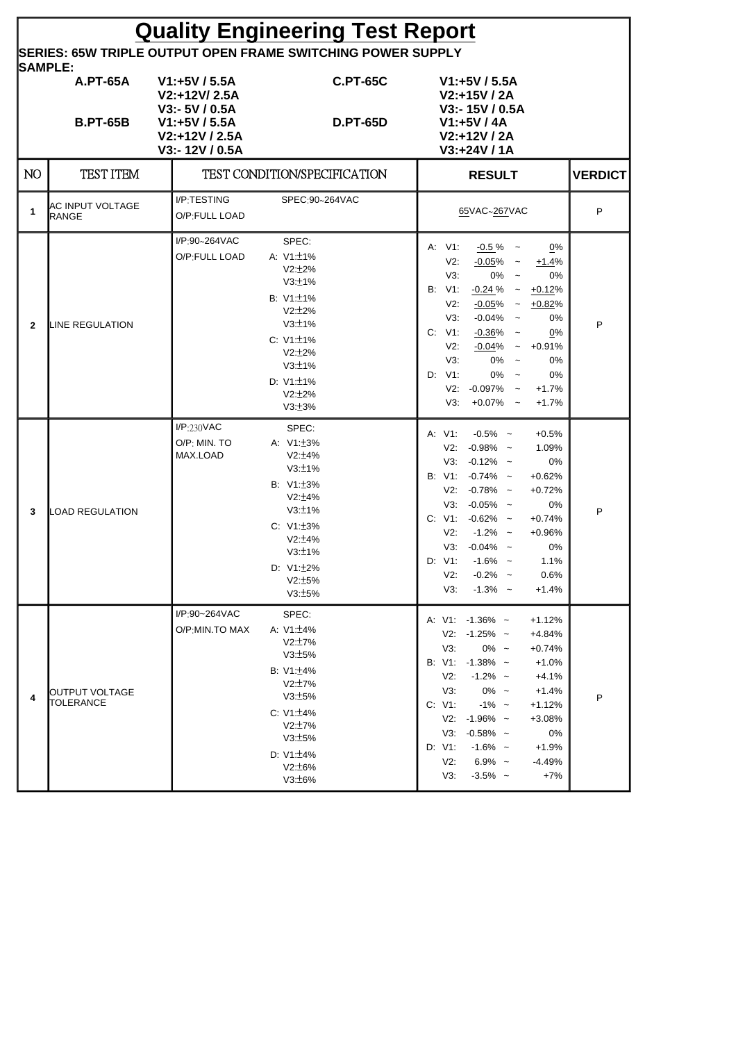# Quality Engineering Test Report

**SERIES: 65W TRIPLE OUTPUT OPEN FRAME SWITCHING POWER SUPPLY**

**SAMPLE:**

| | | | |
|---|---|---|---|
| **A.PT-65A** | **V1:+5V / 5.5A**<br>**V2:+12V/ 2.5A**<br>**V3:- 5V / 0.5A** | **C.PT-65C** | **V1:+5V / 5.5A**<br>**V2:+15V / 2A**<br>**V3:- 15V / 0.5A** |
| **B.PT-65B** | **V1:+5V / 5.5A**<br>**V2:+12V / 2.5A**<br>**V3:- 12V / 0.5A** | **D.PT-65D** | **V1:+5V / 4A**<br>**V2:+12V / 2A**<br>**V3:+24V / 1A** |

| NO | TEST ITEM | TEST CONDITION/SPECIFICATION | | RESULT | VERDICT |
|---|---|---|---|---|---|
| 1 | AC INPUT VOLTAGE RANGE | I/P:TESTING<br>O/P:FULL LOAD | SPEC:90~264VAC | 65VAC~267VAC | P |
| 2 | LINE REGULATION | I/P:90~264VAC<br>O/P:FULL LOAD | SPEC:<br>A: V1:±1%<br>V2:±2%<br>V3:±1%<br>B: V1:±1%<br>V2:±2%<br>V3:±1%<br>C: V1:±1%<br>V2:±2%<br>V3:±1%<br>D: V1:±1%<br>V2:±2%<br>V3:±3% | A: V1: -0.5 % ~ 0%<br>V2: -0.05% ~ +1.4%<br>V3: 0% ~ 0%<br>B: V1: -0.24 % ~ +0.12%<br>V2: -0.05% ~ +0.82%<br>V3: -0.04% ~ 0%<br>C: V1: -0.36% ~ 0%<br>V2: -0.04% ~ +0.91%<br>V3: 0% ~ 0%<br>D: V1: 0% ~ 0%<br>V2: -0.097% ~ +1.7%<br>V3: +0.07% ~ +1.7% | P |
| 3 | LOAD REGULATION | I/P:230VAC<br>O/P: MIN. TO MAX.LOAD | SPEC:<br>A: V1:±3%<br>V2:±4%<br>V3:±1%<br>B: V1:±3%<br>V2:±4%<br>V3:±1%<br>C: V1:±3%<br>V2:±4%<br>V3:±1%<br>D: V1:±2%<br>V2:±5%<br>V3:±5% | A: V1: -0.5% ~ +0.5%<br>V2: -0.98% ~ 1.09%<br>V3: -0.12% ~ 0%<br>B: V1: -0.74% ~ +0.62%<br>V2: -0.78% ~ +0.72%<br>V3: -0.05% ~ 0%<br>C: V1: -0.62% ~ +0.74%<br>V2: -1.2% ~ +0.96%<br>V3: -0.04% ~ 0%<br>D: V1: -1.6% ~ 1.1%<br>V2: -0.2% ~ 0.6%<br>V3: -1.3% ~ +1.4% | P |
| 4 | OUTPUT VOLTAGE TOLERANCE | I/P:90~264VAC<br>O/P:MIN.TO MAX | SPEC:<br>A: V1:±4%<br>V2:±7%<br>V3:±5%<br>B: V1:±4%<br>V2:±7%<br>V3:±5%<br>C: V1:±4%<br>V2:±7%<br>V3:±5%<br>D: V1:±4%<br>V2:±6%<br>V3:±6% | A: V1: -1.36% ~ +1.12%<br>V2: -1.25% ~ +4.84%<br>V3: 0% ~ +0.74%<br>B: V1: -1.38% ~ +1.0%<br>V2: -1.2% ~ +4.1%<br>V3: 0% ~ +1.4%<br>C: V1: -1% ~ +1.12%<br>V2: -1.96% ~ +3.08%<br>V3: -0.58% ~ 0%<br>D: V1: -1.6% ~ +1.9%<br>V2: 6.9% ~ -4.49%<br>V3: -3.5% ~ +7% | P |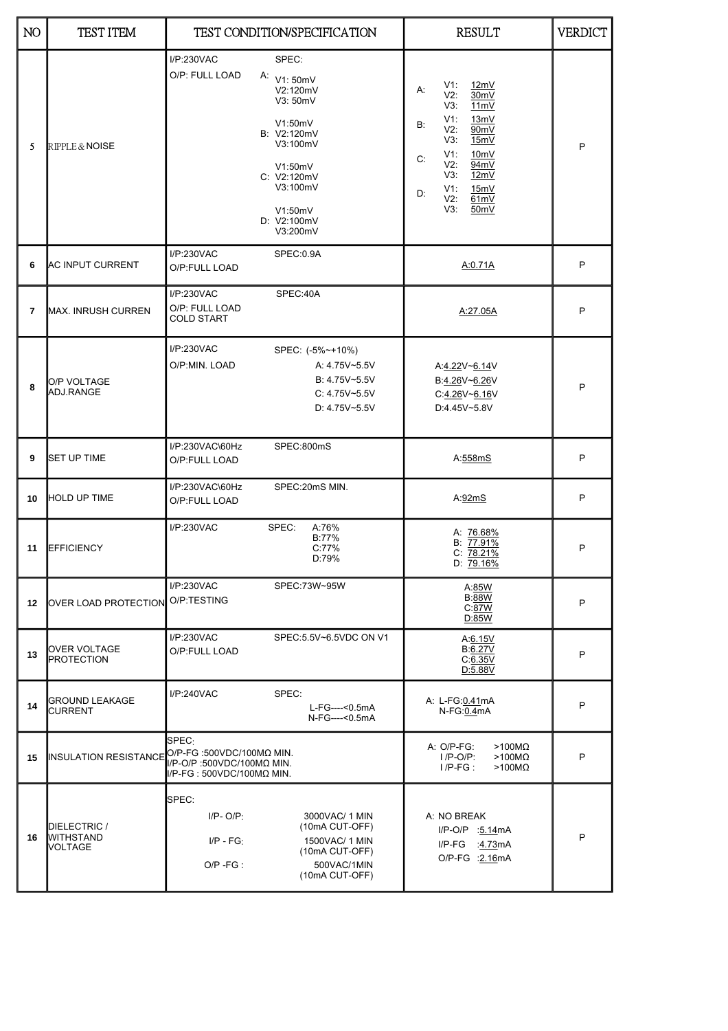| NO | TEST ITEM | TEST CONDITION/SPECIFICATION | RESULT | VERDICT |
|---|---|---|---|---|
| 5 | RIPPLE & NOISE | I/P:230VAC<br>O/P: FULL LOAD<br>SPEC:<br>A: V1: 50mV<br>V2:120mV<br>V3: 50mV<br>B: V1:50mV<br>V2:120mV<br>V3:100mV<br>C: V1:50mV<br>V2:120mV<br>V3:100mV<br>D: V1:50mV<br>V2:100mV<br>V3:200mV | A: V1: 12mV<br>V2: 30mV<br>V3: 11mV<br>B: V1: 13mV<br>V2: 90mV<br>V3: 15mV<br>C: V1: 10mV<br>V2: 94mV<br>V3: 12mV<br>D: V1: 15mV<br>V2: 61mV<br>V3: 50mV | P |
| 6 | AC INPUT CURRENT | I/P:230VAC<br>O/P:FULL LOAD<br>SPEC:0.9A | A:0.71A | P |
| 7 | MAX. INRUSH CURREN | I/P:230VAC<br>O/P: FULL LOAD<br>COLD START<br>SPEC:40A | A:27.05A | P |
| 8 | O/P VOLTAGE ADJ.RANGE | I/P:230VAC<br>O/P:MIN. LOAD<br>SPEC: (-5%~+10%)<br>A: 4.75V~5.5V<br>B: 4.75V~5.5V<br>C: 4.75V~5.5V<br>D: 4.75V~5.5V | A:4.22V~6.14V<br>B:4.26V~6.26V<br>C:4.26V~6.16V<br>D:4.45V~5.8V | P |
| 9 | SET UP TIME | I/P:230VAC\60Hz<br>O/P:FULL LOAD<br>SPEC:800mS | A:558mS | P |
| 10 | HOLD UP TIME | I/P:230VAC\60Hz<br>O/P:FULL LOAD<br>SPEC:20mS MIN. | A:92mS | P |
| 11 | EFFICIENCY | I/P:230VAC<br>SPEC: A:76%<br>B:77%<br>C:77%<br>D:79% | A: 76.68%<br>B: 77.91%<br>C: 78.21%<br>D: 79.16% | P |
| 12 | OVER LOAD PROTECTION | I/P:230VAC<br>O/P:TESTING<br>SPEC:73W~95W | A:85W<br>B:88W<br>C:87W<br>D:85W | P |
| 13 | OVER VOLTAGE PROTECTION | I/P:230VAC<br>O/P:FULL LOAD<br>SPEC:5.5V~6.5VDC ON V1 | A:6.15V<br>B:6.27V<br>C:6.35V<br>D:5.88V | P |
| 14 | GROUND LEAKAGE CURRENT | I/P:240VAC<br>SPEC:<br>L-FG----<0.5mA<br>N-FG----<0.5mA | A: L-FG:0.41mA<br>N-FG:0.4mA | P |
| 15 | INSULATION RESISTANCE | SPEC:<br>O/P-FG :500VDC/100MΩ MIN.<br>I/P-O/P :500VDC/100MΩ MIN.<br>I/P-FG : 500VDC/100MΩ MIN. | A: O/P-FG: >100MΩ<br>I/P-O/P: >100MΩ<br>I/P-FG : >100MΩ | P |
| 16 | DIELECTRIC / WITHSTAND VOLTAGE | SPEC:<br>I/P- O/P: 3000VAC/ 1 MIN (10mA CUT-OFF)<br>I/P - FG: 1500VAC/ 1 MIN (10mA CUT-OFF)<br>O/P -FG : 500VAC/1MIN (10mA CUT-OFF) | A: NO BREAK<br>I/P-O/P :5.14mA<br>I/P-FG :4.73mA<br>O/P-FG :2.16mA | P |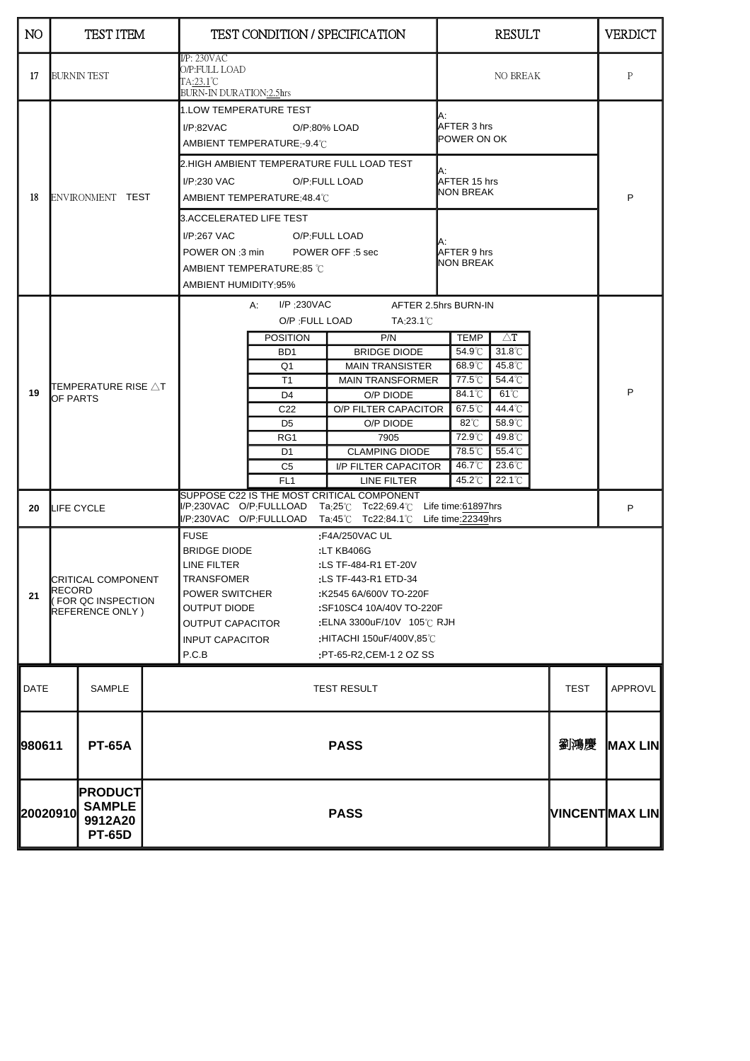| NO | TEST ITEM | TEST CONDITION / SPECIFICATION | RESULT | VERDICT |
|---|---|---|---|---|
| 17 | BURNIN TEST | I/P: 230VAC<br>O/P:FULL LOAD<br>TA:23.1℃<br>BURN-IN DURATION:2.5hrs | NO BREAK | P |
| 18 | ENVIRONMENT TEST | 1.LOW TEMPERATURE TEST<br>I/P:82VAC O/P:80% LOAD<br>AMBIENT TEMPERATURE:-9.4℃ | A:<br>AFTER 3 hrs<br>POWER ON OK | P |
| | | 2.HIGH AMBIENT TEMPERATURE FULL LOAD TEST<br>I/P:230 VAC O/P:FULL LOAD<br>AMBIENT TEMPERATURE:48.4℃ | A:<br>AFTER 15 hrs<br>NON BREAK | |
| | | 3.ACCELERATED LIFE TEST<br>I/P:267 VAC O/P:FULL LOAD<br>POWER ON :3 min POWER OFF :5 sec<br>AMBIENT TEMPERATURE:85 ℃<br>AMBIENT HUMIDITY:95% | A:<br>AFTER 9 hrs<br>NON BREAK | |
| 19 | TEMPERATURE RISE △T OF PARTS | A: I/P :230VAC AFTER 2.5hrs BURN-IN<br>O/P :FULL LOAD TA:23.1℃ (see table below) | | P |
| 20 | LIFE CYCLE | SUPPOSE C22 IS THE MOST CRITICAL COMPONENT<br>I/P:230VAC O/P:FULLLOAD Ta:25℃ Tc22:69.4℃ Life time:61897hrs<br>I/P:230VAC O/P:FULLLOAD Ta:45℃ Tc22:84.1℃ Life time:22349hrs | | P |
| 21 | CRITICAL COMPONENT RECORD ( FOR QC INSPECTION REFERENCE ONLY ) | FUSE :F4A/250VAC UL<br>BRIDGE DIODE :LT KB406G<br>LINE FILTER :LS TF-484-R1 ET-20V<br>TRANSFOMER :LS TF-443-R1 ETD-34<br>POWER SWITCHER :K2545 6A/600V TO-220F<br>OUTPUT DIODE :SF10SC4 10A/40V TO-220F<br>OUTPUT CAPACITOR :ELNA 3300uF/10V 105℃ RJH<br>INPUT CAPACITOR :HITACHI 150uF/400V,85℃<br>P.C.B :PT-65-R2,CEM-1 2 OZ SS | | |

Item 19 – Temperature rise of parts (I/P: 230VAC, O/P: FULL LOAD, TA: 23.1℃, after 2.5hrs burn-in):

| POSITION | P/N | TEMP | △T |
|---|---|---|---|
| BD1 | BRIDGE DIODE | 54.9℃ | 31.8℃ |
| Q1 | MAIN TRANSISTER | 68.9℃ | 45.8℃ |
| T1 | MAIN TRANSFORMER | 77.5℃ | 54.4℃ |
| D4 | O/P DIODE | 84.1℃ | 61℃ |
| C22 | O/P FILTER CAPACITOR | 67.5℃ | 44.4℃ |
| D5 | O/P DIODE | 82℃ | 58.9℃ |
| RG1 | 7905 | 72.9℃ | 49.8℃ |
| D1 | CLAMPING DIODE | 78.5℃ | 55.4℃ |
| C5 | I/P FILTER CAPACITOR | 46.7℃ | 23.6℃ |
| FL1 | LINE FILTER | 45.2℃ | 22.1℃ |

| DATE | SAMPLE | TEST RESULT | TEST | APPROVL |
|---|---|---|---|---|
| **980611** | **PT-65A** | **PASS** | **劉鴻慶** | **MAX LIN** |
| **20020910** | **PRODUCT SAMPLE 9912A20 PT-65D** | **PASS** | **VINCENT** | **MAX LIN** |